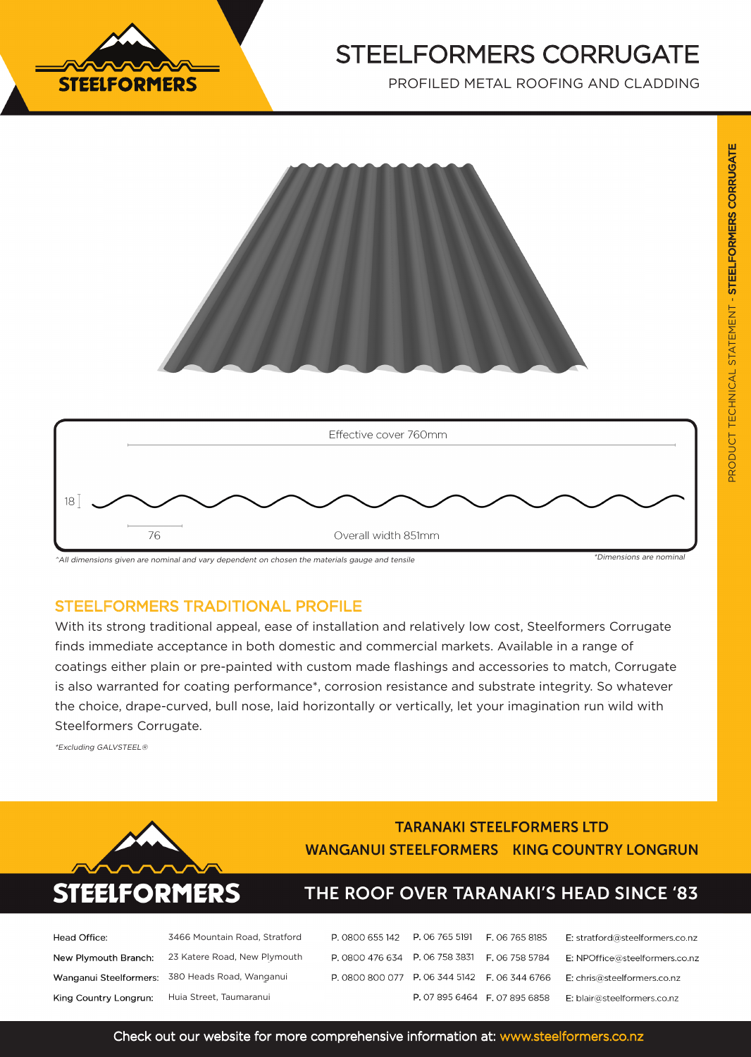# STEELFORMERS CORRUGATE

PROFILED METAL ROOFING AND CLADDING

Effective cover 760mm

18

76

Overall width 851mm

*^All dimensions given are nominal and vary dependent on chosen the materials gauge and tensile*

*\*Dimensions are nominal*

## STEELFORMERS TRADITIONAL PROFILE

With its strong traditional appeal, ease of installation and relatively low cost, Steelformers Corrugate finds immediate acceptance in both domestic and commercial markets. Available in a range of coatings either plain or pre-painted with custom made flashings and accessories to match, Corrugate is also warranted for coating performance*, corrosion resistance and substrate integrity. So whatever the choice, drape-curved, bull nose, laid horizontally or vertically, let your imagination run wild with Steelformers Corrugate.

*\*Excluding GALVSTEEL®*

**TARANAKI STEELFORMERS LTD**

**WANGANUI STEELFORMERS KING COUNTRY LONGRUN**

**STEELFORMERS**

**THE ROOF OVER TARANAKI'S HEAD SINCE '83**

| | | | | | |
|---|---|---|---|---|---|
| Head Office: | 3466 Mountain Road, Stratford | P. 0800 655 142 | P. 06 765 5191 | F. 06 765 8185 | E: stratford@steelformers.co.nz |
| New Plymouth Branch: | 23 Katere Road, New Plymouth | P. 0800 476 634 | P. 06 758 3831 | F. 06 758 5784 | E: NPOffice@steelformers.co.nz |
| Wanganui Steelformers: | 380 Heads Road, Wanganui | P. 0800 800 077 | P. 06 344 5142 | F. 06 344 6766 | E: chris@steelformers.co.nz |
| King Country Longrun: | Huia Street, Taumaranui | | P. 07 895 6464 | F. 07 895 6858 | E: blair@steelformers.co.nz |

Check out our website for more comprehensive information at: www.steelformers.co.nz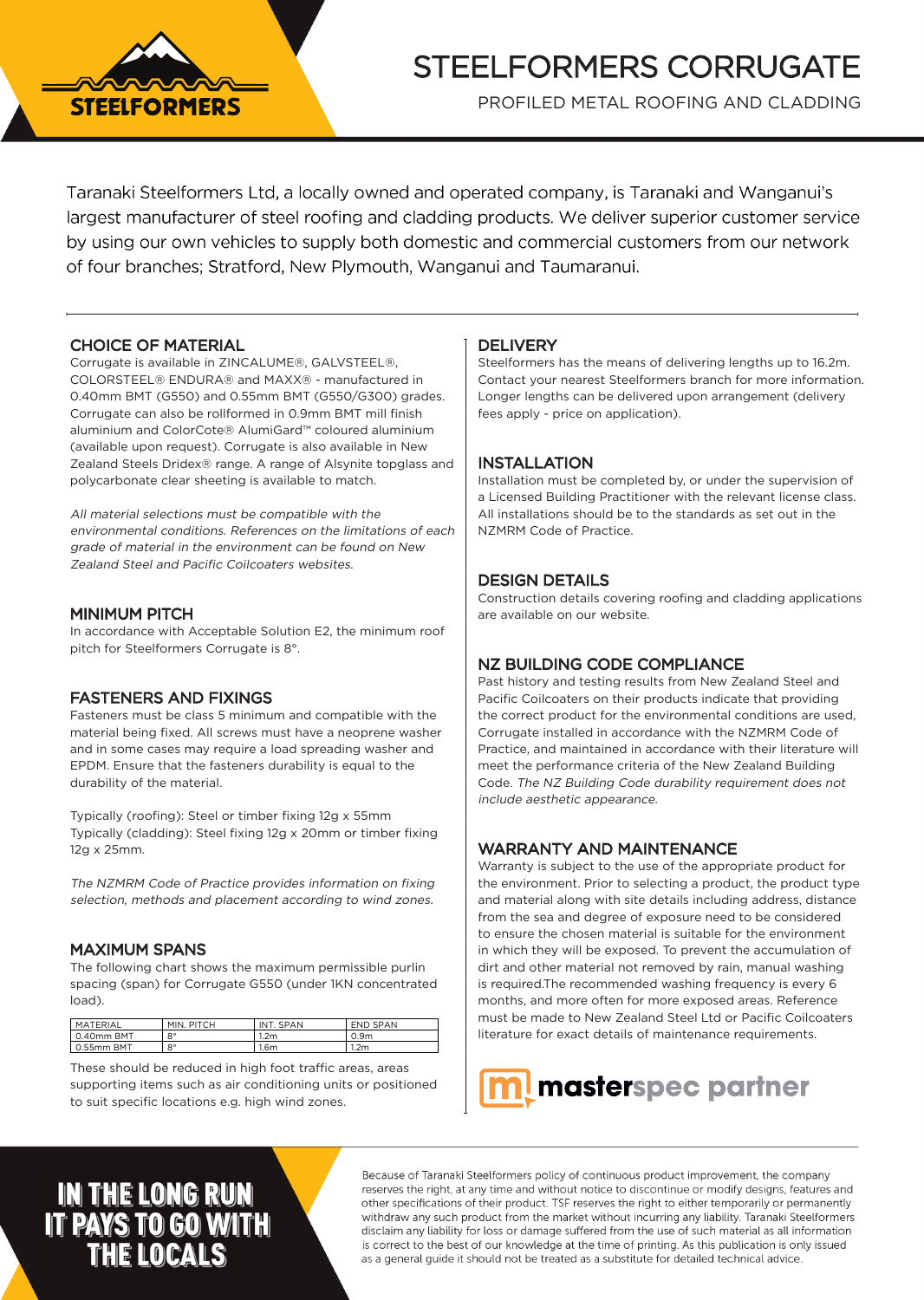STEELFORMERS

# STEELFORMERS CORRUGATE

PROFILED METAL ROOFING AND CLADDING

Taranaki Steelformers Ltd, a locally owned and operated company, is Taranaki and Wanganui's largest manufacturer of steel roofing and cladding products. We deliver superior customer service by using our own vehicles to supply both domestic and commercial customers from our network of four branches; Stratford, New Plymouth, Wanganui and Taumaranui.

## CHOICE OF MATERIAL

Corrugate is available in ZINCALUME®, GALVSTEEL®, COLORSTEEL® ENDURA® and MAXX® - manufactured in 0.40mm BMT (G550) and 0.55mm BMT (G550/G300) grades. Corrugate can also be rollformed in 0.9mm BMT mill finish aluminium and ColorCote® AlumiGard™ coloured aluminium (available upon request). Corrugate is also available in New Zealand Steels Dridex® range. A range of Alsynite topglass and polycarbonate clear sheeting is available to match.

*All material selections must be compatible with the environmental conditions. References on the limitations of each grade of material in the environment can be found on New Zealand Steel and Pacific Coilcoaters websites.*

## MINIMUM PITCH

In accordance with Acceptable Solution E2, the minimum roof pitch for Steelformers Corrugate is 8°.

## FASTENERS AND FIXINGS

Fasteners must be class 5 minimum and compatible with the material being fixed. All screws must have a neoprene washer and in some cases may require a load spreading washer and EPDM. Ensure that the fasteners durability is equal to the durability of the material.

Typically (roofing): Steel or timber fixing 12g x 55mm
Typically (cladding): Steel fixing 12g x 20mm or timber fixing 12g x 25mm.

*The NZMRM Code of Practice provides information on fixing selection, methods and placement according to wind zones.*

## MAXIMUM SPANS

The following chart shows the maximum permissible purlin spacing (span) for Corrugate G550 (under 1KN concentrated load).

| MATERIAL | MIN. PITCH | INT. SPAN | END SPAN |
|---|---|---|---|
| 0.40mm BMT | 8° | 1.2m | 0.9m |
| 0.55mm BMT | 8° | 1.6m | 1.2m |

These should be reduced in high foot traffic areas, areas supporting items such as air conditioning units or positioned to suit specific locations e.g. high wind zones.

## DELIVERY

Steelformers has the means of delivering lengths up to 16.2m. Contact your nearest Steelformers branch for more information. Longer lengths can be delivered upon arrangement (delivery fees apply - price on application).

## INSTALLATION

Installation must be completed by, or under the supervision of a Licensed Building Practitioner with the relevant license class. All installations should be to the standards as set out in the NZMRM Code of Practice.

## DESIGN DETAILS

Construction details covering roofing and cladding applications are available on our website.

## NZ BUILDING CODE COMPLIANCE

Past history and testing results from New Zealand Steel and Pacific Coilcoaters on their products indicate that providing the correct product for the environmental conditions are used, Corrugate installed in accordance with the NZMRM Code of Practice, and maintained in accordance with their literature will meet the performance criteria of the New Zealand Building Code. *The NZ Building Code durability requirement does not include aesthetic appearance.*

## WARRANTY AND MAINTENANCE

Warranty is subject to the use of the appropriate product for the environment. Prior to selecting a product, the product type and material along with site details including address, distance from the sea and degree of exposure need to be considered to ensure the chosen material is suitable for the environment in which they will be exposed. To prevent the accumulation of dirt and other material not removed by rain, manual washing is required.The recommended washing frequency is every 6 months, and more often for more exposed areas. Reference must be made to New Zealand Steel Ltd or Pacific Coilcoaters literature for exact details of maintenance requirements.

masterspec partner

**IN THE LONG RUN IT PAYS TO GO WITH THE LOCALS**

Because of Taranaki Steelformers policy of continuous product improvement, the company reserves the right, at any time and without notice to discontinue or modify designs, features and other specifications of their product. TSF reserves the right to either temporarily or permanently withdraw any such product from the market without incurring any liability. Taranaki Steelformers disclaim any liability for loss or damage suffered from the use of such material as all information is correct to the best of our knowledge at the time of printing. As this publication is only issued as a general guide it should not be treated as a substitute for detailed technical advice.